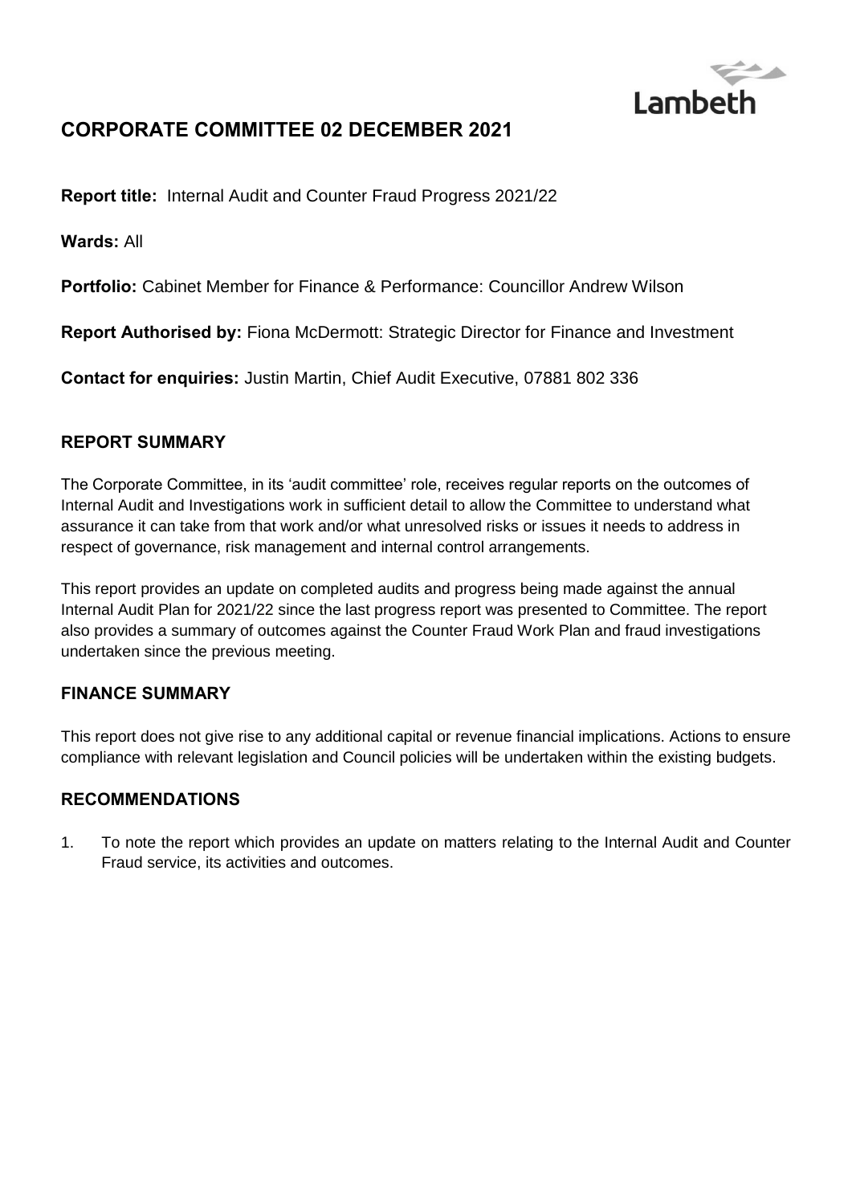# CORPORATE COMMITTEE 02 DECEMBER 2021

**Report title:** Internal Audit and Counter Fraud Progress 2021/22

**Wards:** All

**Portfolio:** Cabinet Member for Finance & Performance: Councillor Andrew Wilson

**Report Authorised by:** Fiona McDermott: Strategic Director for Finance and Investment

**Contact for enquiries:** Justin Martin, Chief Audit Executive, 07881 802 336

## REPORT SUMMARY

The Corporate Committee, in its 'audit committee' role, receives regular reports on the outcomes of Internal Audit and Investigations work in sufficient detail to allow the Committee to understand what assurance it can take from that work and/or what unresolved risks or issues it needs to address in respect of governance, risk management and internal control arrangements.

This report provides an update on completed audits and progress being made against the annual Internal Audit Plan for 2021/22 since the last progress report was presented to Committee. The report also provides a summary of outcomes against the Counter Fraud Work Plan and fraud investigations undertaken since the previous meeting.

## FINANCE SUMMARY

This report does not give rise to any additional capital or revenue financial implications. Actions to ensure compliance with relevant legislation and Council policies will be undertaken within the existing budgets.

## RECOMMENDATIONS

1. To note the report which provides an update on matters relating to the Internal Audit and Counter Fraud service, its activities and outcomes.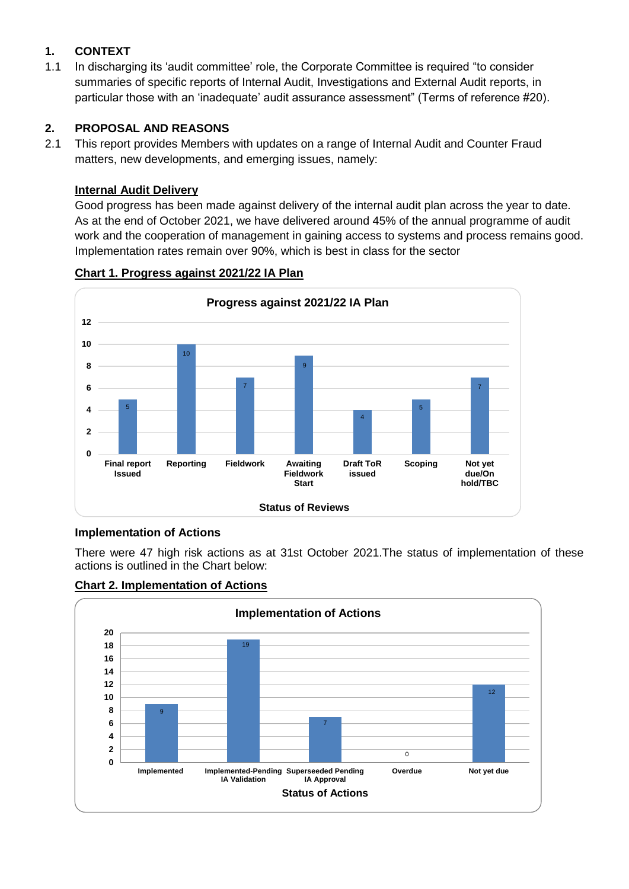## 1. CONTEXT

1.1 In discharging its 'audit committee' role, the Corporate Committee is required "to consider summaries of specific reports of Internal Audit, Investigations and External Audit reports, in particular those with an 'inadequate' audit assurance assessment" (Terms of reference #20).

## 2. PROPOSAL AND REASONS

2.1 This report provides Members with updates on a range of Internal Audit and Counter Fraud matters, new developments, and emerging issues, namely:

**Internal Audit Delivery**

Good progress has been made against delivery of the internal audit plan across the year to date. As at the end of October 2021, we have delivered around 45% of the annual programme of audit work and the cooperation of management in gaining access to systems and process remains good. Implementation rates remain over 90%, which is best in class for the sector

**Chart 1. Progress against 2021/22 IA Plan**

Progress against 2021/22 IA Plan

| Status of Reviews | Number |
|---|---|
| Final report Issued | 5 |
| Reporting | 10 |
| Fieldwork | 7 |
| Awaiting Fieldwork Start | 9 |
| Draft ToR issued | 4 |
| Scoping | 5 |
| Not yet due/On hold/TBC | 7 |

**Implementation of Actions**

There were 47 high risk actions as at 31st October 2021.The status of implementation of these actions is outlined in the Chart below:

**Chart 2. Implementation of Actions**

Implementation of Actions

| Status of Actions | Number |
|---|---|
| Implemented | 9 |
| Implemented-Pending IA Validation | 19 |
| Superseeded Pending IA Approval | 7 |
| Overdue | 0 |
| Not yet due | 12 |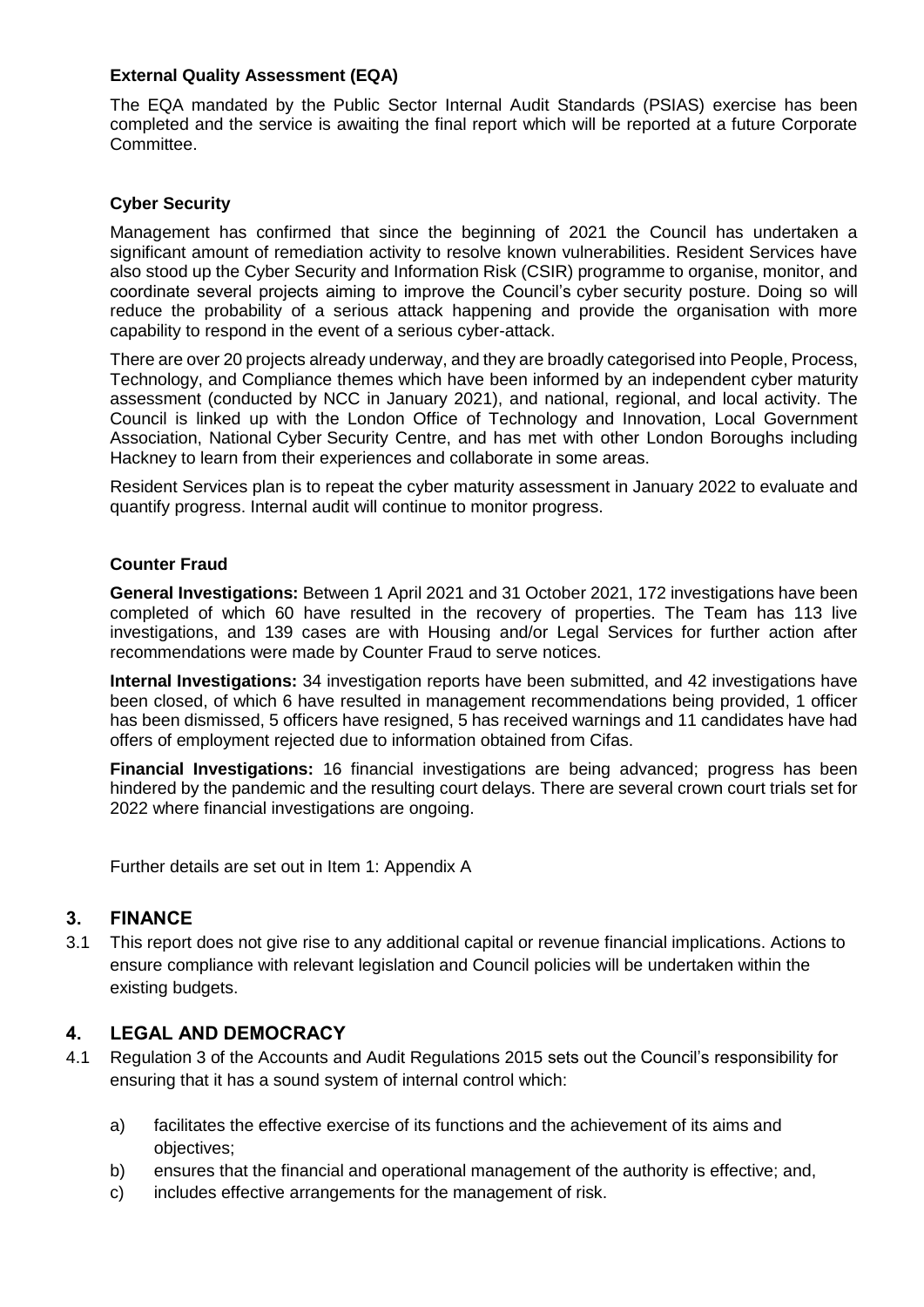**External Quality Assessment (EQA)**

The EQA mandated by the Public Sector Internal Audit Standards (PSIAS) exercise has been completed and the service is awaiting the final report which will be reported at a future Corporate Committee.

**Cyber Security**

Management has confirmed that since the beginning of 2021 the Council has undertaken a significant amount of remediation activity to resolve known vulnerabilities. Resident Services have also stood up the Cyber Security and Information Risk (CSIR) programme to organise, monitor, and coordinate several projects aiming to improve the Council's cyber security posture. Doing so will reduce the probability of a serious attack happening and provide the organisation with more capability to respond in the event of a serious cyber-attack.

There are over 20 projects already underway, and they are broadly categorised into People, Process, Technology, and Compliance themes which have been informed by an independent cyber maturity assessment (conducted by NCC in January 2021), and national, regional, and local activity. The Council is linked up with the London Office of Technology and Innovation, Local Government Association, National Cyber Security Centre, and has met with other London Boroughs including Hackney to learn from their experiences and collaborate in some areas.

Resident Services plan is to repeat the cyber maturity assessment in January 2022 to evaluate and quantify progress. Internal audit will continue to monitor progress.

**Counter Fraud**

**General Investigations:** Between 1 April 2021 and 31 October 2021, 172 investigations have been completed of which 60 have resulted in the recovery of properties. The Team has 113 live investigations, and 139 cases are with Housing and/or Legal Services for further action after recommendations were made by Counter Fraud to serve notices.

**Internal Investigations:** 34 investigation reports have been submitted, and 42 investigations have been closed, of which 6 have resulted in management recommendations being provided, 1 officer has been dismissed, 5 officers have resigned, 5 has received warnings and 11 candidates have had offers of employment rejected due to information obtained from Cifas.

**Financial Investigations:** 16 financial investigations are being advanced; progress has been hindered by the pandemic and the resulting court delays. There are several crown court trials set for 2022 where financial investigations are ongoing.

Further details are set out in Item 1: Appendix A

## 3. FINANCE

3.1 This report does not give rise to any additional capital or revenue financial implications. Actions to ensure compliance with relevant legislation and Council policies will be undertaken within the existing budgets.

## 4. LEGAL AND DEMOCRACY

4.1 Regulation 3 of the Accounts and Audit Regulations 2015 sets out the Council's responsibility for ensuring that it has a sound system of internal control which:

a) facilitates the effective exercise of its functions and the achievement of its aims and objectives;
b) ensures that the financial and operational management of the authority is effective; and,
c) includes effective arrangements for the management of risk.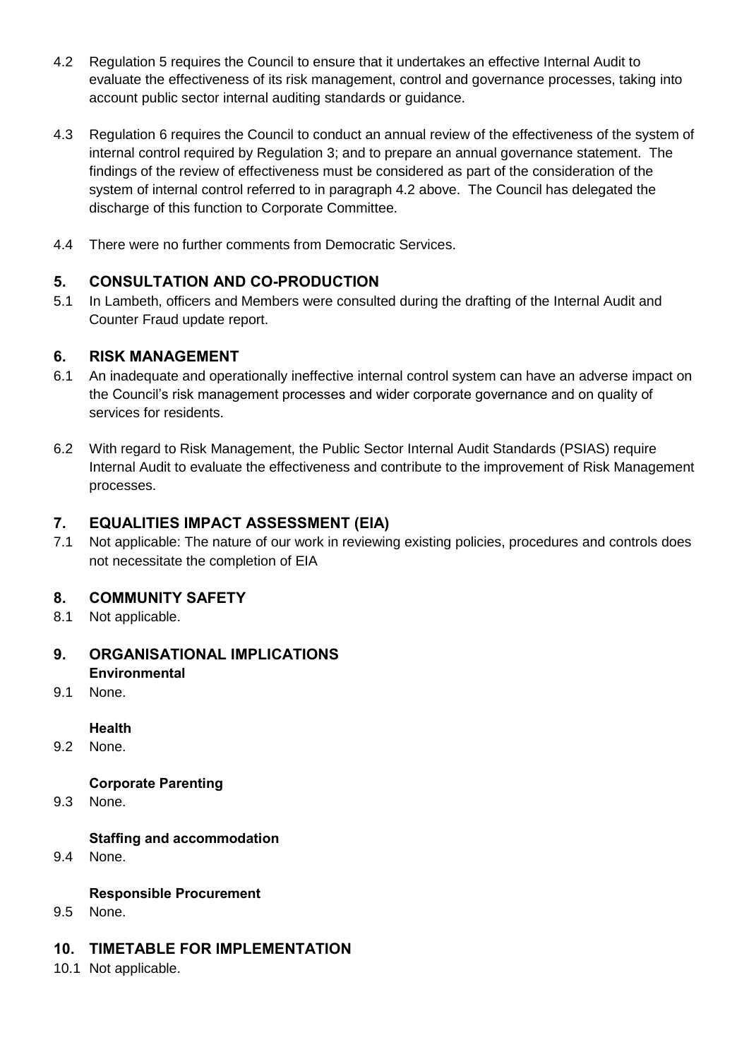4.2 Regulation 5 requires the Council to ensure that it undertakes an effective Internal Audit to evaluate the effectiveness of its risk management, control and governance processes, taking into account public sector internal auditing standards or guidance.

4.3 Regulation 6 requires the Council to conduct an annual review of the effectiveness of the system of internal control required by Regulation 3; and to prepare an annual governance statement. The findings of the review of effectiveness must be considered as part of the consideration of the system of internal control referred to in paragraph 4.2 above. The Council has delegated the discharge of this function to Corporate Committee.

4.4 There were no further comments from Democratic Services.

## 5. CONSULTATION AND CO-PRODUCTION

5.1 In Lambeth, officers and Members were consulted during the drafting of the Internal Audit and Counter Fraud update report.

## 6. RISK MANAGEMENT

6.1 An inadequate and operationally ineffective internal control system can have an adverse impact on the Council's risk management processes and wider corporate governance and on quality of services for residents.

6.2 With regard to Risk Management, the Public Sector Internal Audit Standards (PSIAS) require Internal Audit to evaluate the effectiveness and contribute to the improvement of Risk Management processes.

## 7. EQUALITIES IMPACT ASSESSMENT (EIA)

7.1 Not applicable: The nature of our work in reviewing existing policies, procedures and controls does not necessitate the completion of EIA

## 8. COMMUNITY SAFETY

8.1 Not applicable.

## 9. ORGANISATIONAL IMPLICATIONS

**Environmental**

9.1 None.

**Health**

9.2 None.

**Corporate Parenting**

9.3 None.

**Staffing and accommodation**

9.4 None.

**Responsible Procurement**

9.5 None.

## 10. TIMETABLE FOR IMPLEMENTATION

10.1 Not applicable.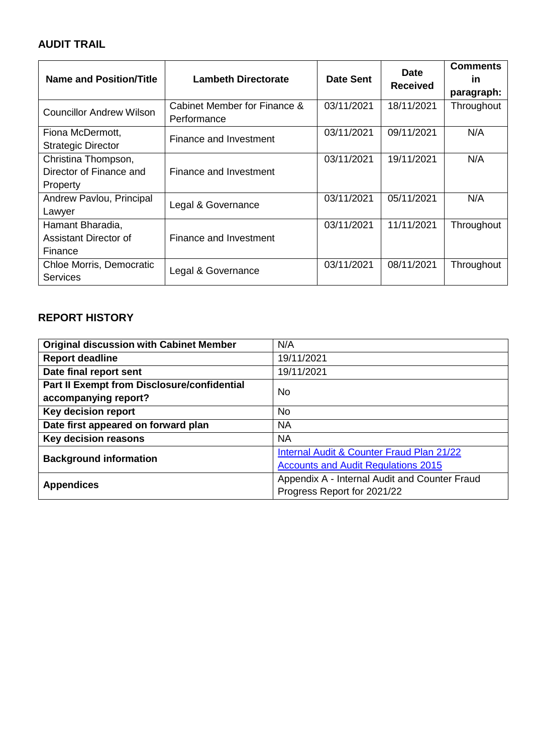## AUDIT TRAIL

| Name and Position/Title | Lambeth Directorate | Date Sent | Date Received | Comments in paragraph: |
|---|---|---|---|---|
| Councillor Andrew Wilson | Cabinet Member for Finance & Performance | 03/11/2021 | 18/11/2021 | Throughout |
| Fiona McDermott, Strategic Director | Finance and Investment | 03/11/2021 | 09/11/2021 | N/A |
| Christina Thompson, Director of Finance and Property | Finance and Investment | 03/11/2021 | 19/11/2021 | N/A |
| Andrew Pavlou, Principal Lawyer | Legal & Governance | 03/11/2021 | 05/11/2021 | N/A |
| Hamant Bharadia, Assistant Director of Finance | Finance and Investment | 03/11/2021 | 11/11/2021 | Throughout |
| Chloe Morris, Democratic Services | Legal & Governance | 03/11/2021 | 08/11/2021 | Throughout |

## REPORT HISTORY

| | |
|---|---|
| **Original discussion with Cabinet Member** | N/A |
| **Report deadline** | 19/11/2021 |
| **Date final report sent** | 19/11/2021 |
| **Part II Exempt from Disclosure/confidential accompanying report?** | No |
| **Key decision report** | No |
| **Date first appeared on forward plan** | NA |
| **Key decision reasons** | NA |
| **Background information** | Internal Audit & Counter Fraud Plan 21/22<br>Accounts and Audit Regulations 2015 |
| **Appendices** | Appendix A - Internal Audit and Counter Fraud Progress Report for 2021/22 |